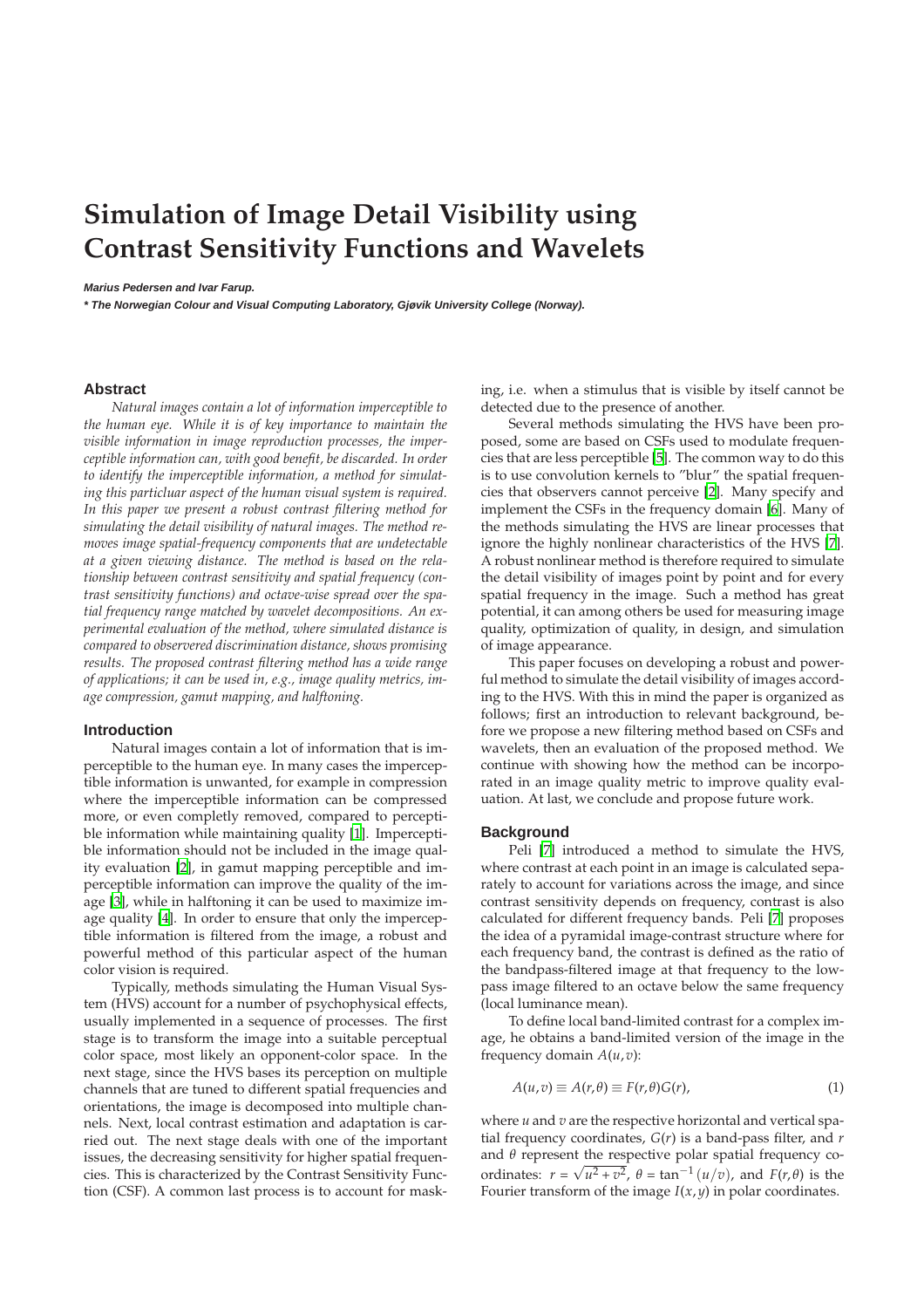# Simulation of Image Detail Visibility using Contrast Sensitivity Functions and Wavelets

**Marius Pedersen and Ivar Farup.**

*** The Norwegian Colour and Visual Computing Laboratory, Gjøvik University College (Norway).**

## Abstract

*Natural images contain a lot of information imperceptible to the human eye. While it is of key importance to maintain the visible information in image reproduction processes, the imperceptible information can, with good benefit, be discarded. In order to identify the imperceptible information, a method for simulating this particluar aspect of the human visual system is required. In this paper we present a robust contrast filtering method for simulating the detail visibility of natural images. The method removes image spatial-frequency components that are undetectable at a given viewing distance. The method is based on the relationship between contrast sensitivity and spatial frequency (contrast sensitivity functions) and octave-wise spread over the spatial frequency range matched by wavelet decompositions. An experimental evaluation of the method, where simulated distance is compared to observered discrimination distance, shows promising results. The proposed contrast filtering method has a wide range of applications; it can be used in, e.g., image quality metrics, image compression, gamut mapping, and halftoning.*

## Introduction

Natural images contain a lot of information that is imperceptible to the human eye. In many cases the imperceptible information is unwanted, for example in compression where the imperceptible information can be compressed more, or even completly removed, compared to perceptible information while maintaining quality [1]. Imperceptible information should not be included in the image quality evaluation [2], in gamut mapping perceptible and imperceptible information can improve the quality of the image [3], while in halftoning it can be used to maximize image quality [4]. In order to ensure that only the imperceptible information is filtered from the image, a robust and powerful method of this particular aspect of the human color vision is required.

Typically, methods simulating the Human Visual System (HVS) account for a number of psychophysical effects, usually implemented in a sequence of processes. The first stage is to transform the image into a suitable perceptual color space, most likely an opponent-color space. In the next stage, since the HVS bases its perception on multiple channels that are tuned to different spatial frequencies and orientations, the image is decomposed into multiple channels. Next, local contrast estimation and adaptation is carried out. The next stage deals with one of the important issues, the decreasing sensitivity for higher spatial frequencies. This is characterized by the Contrast Sensitivity Function (CSF). A common last process is to account for masking, i.e. when a stimulus that is visible by itself cannot be detected due to the presence of another.

Several methods simulating the HVS have been proposed, some are based on CSFs used to modulate frequencies that are less perceptible [5]. The common way to do this is to use convolution kernels to "blur" the spatial frequencies that observers cannot perceive [2]. Many specify and implement the CSFs in the frequency domain [6]. Many of the methods simulating the HVS are linear processes that ignore the highly nonlinear characteristics of the HVS [7]. A robust nonlinear method is therefore required to simulate the detail visibility of images point by point and for every spatial frequency in the image. Such a method has great potential, it can among others be used for measuring image quality, optimization of quality, in design, and simulation of image appearance.

This paper focuses on developing a robust and powerful method to simulate the detail visibility of images according to the HVS. With this in mind the paper is organized as follows; first an introduction to relevant background, before we propose a new filtering method based on CSFs and wavelets, then an evaluation of the proposed method. We continue with showing how the method can be incorporated in an image quality metric to improve quality evaluation. At last, we conclude and propose future work.

## Background

Peli [7] introduced a method to simulate the HVS, where contrast at each point in an image is calculated separately to account for variations across the image, and since contrast sensitivity depends on frequency, contrast is also calculated for different frequency bands. Peli [7] proposes the idea of a pyramidal image-contrast structure where for each frequency band, the contrast is defined as the ratio of the bandpass-filtered image at that frequency to the low-pass image filtered to an octave below the same frequency (local luminance mean).

To define local band-limited contrast for a complex image, he obtains a band-limited version of the image in the frequency domain $A(u,v)$:

$$A(u,v) \equiv A(r,\theta) \equiv F(r,\theta)G(r), \tag{1}$$

where $u$ and $v$ are the respective horizontal and vertical spatial frequency coordinates, $G(r)$ is a band-pass filter, and $r$ and $\theta$ represent the respective polar spatial frequency coordinates: $r = \sqrt{u^2+v^2}$, $\theta = \tan^{-1}(u/v)$, and $F(r,\theta)$ is the Fourier transform of the image $I(x,y)$ in polar coordinates.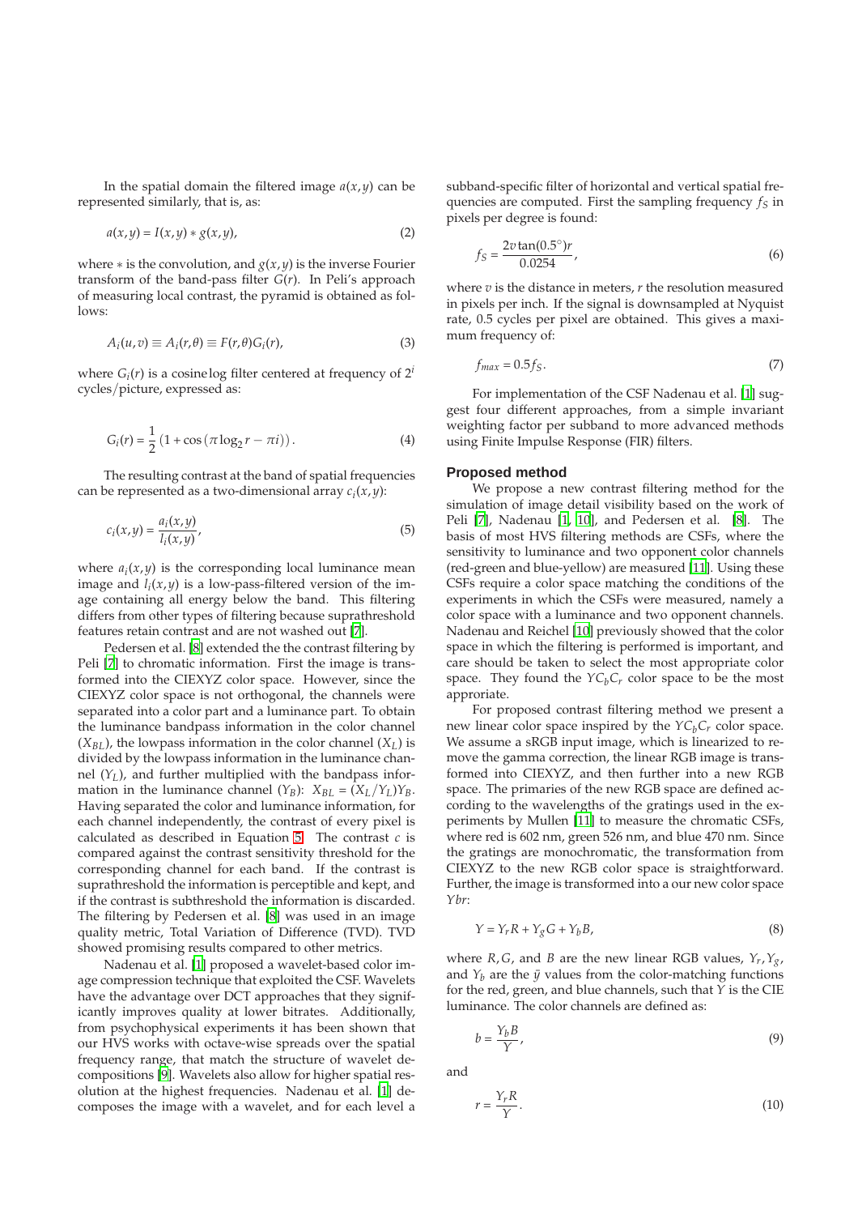In the spatial domain the filtered image $a(x,y)$ can be represented similarly, that is, as:

$$a(x,y) = I(x,y) * g(x,y), \tag{2}$$

where $*$ is the convolution, and $g(x,y)$ is the inverse Fourier transform of the band-pass filter $G(r)$. In Peli's approach of measuring local contrast, the pyramid is obtained as follows:

$$A_i(u,v) \equiv A_i(r,\theta) \equiv F(r,\theta)G_i(r), \tag{3}$$

where $G_i(r)$ is a cosine log filter centered at frequency of $2^i$ cycles/picture, expressed as:

$$G_i(r) = \frac{1}{2}\left(1 + \cos\left(\pi \log_2 r - \pi i\right)\right). \tag{4}$$

The resulting contrast at the band of spatial frequencies can be represented as a two-dimensional array $c_i(x,y)$:

$$c_i(x,y) = \frac{a_i(x,y)}{l_i(x,y)}, \tag{5}$$

where $a_i(x,y)$ is the corresponding local luminance mean image and $l_i(x,y)$ is a low-pass-filtered version of the image containing all energy below the band. This filtering differs from other types of filtering because suprathreshold features retain contrast and are not washed out [7].

Pedersen et al. [8] extended the the contrast filtering by Peli [7] to chromatic information. First the image is transformed into the CIEXYZ color space. However, since the CIEXYZ color space is not orthogonal, the channels were separated into a color part and a luminance part. To obtain the luminance bandpass information in the color channel ($X_{BL}$), the lowpass information in the color channel ($X_L$) is divided by the lowpass information in the luminance channel ($Y_L$), and further multiplied with the bandpass information in the luminance channel ($Y_B$): $X_{BL} = (X_L/Y_L)Y_B$. Having separated the color and luminance information, for each channel independently, the contrast of every pixel is calculated as described in Equation 5. The contrast $c$ is compared against the contrast sensitivity threshold for the corresponding channel for each band. If the contrast is suprathreshold the information is perceptible and kept, and if the contrast is subthreshold the information is discarded. The filtering by Pedersen et al. [8] was used in an image quality metric, Total Variation of Difference (TVD). TVD showed promising results compared to other metrics.

Nadenau et al. [1] proposed a wavelet-based color image compression technique that exploited the CSF. Wavelets have the advantage over DCT approaches that they significantly improves quality at lower bitrates. Additionally, from psychophysical experiments it has been shown that our HVS works with octave-wise spreads over the spatial frequency range, that match the structure of wavelet decompositions [9]. Wavelets also allow for higher spatial resolution at the highest frequencies. Nadenau et al. [1] decomposes the image with a wavelet, and for each level a subband-specific filter of horizontal and vertical spatial frequencies are computed. First the sampling frequency $f_S$ in pixels per degree is found:

$$f_S = \frac{2v\tan(0.5^\circ)r}{0.0254}, \tag{6}$$

where $v$ is the distance in meters, $r$ the resolution measured in pixels per inch. If the signal is downsampled at Nyquist rate, 0.5 cycles per pixel are obtained. This gives a maximum frequency of:

$$f_{max} = 0.5 f_S. \tag{7}$$

For implementation of the CSF Nadenau et al. [1] suggest four different approaches, from a simple invariant weighting factor per subband to more advanced methods using Finite Impulse Response (FIR) filters.

## Proposed method

We propose a new contrast filtering method for the simulation of image detail visibility based on the work of Peli [7], Nadenau [1, 10], and Pedersen et al. [8]. The basis of most HVS filtering methods are CSFs, where the sensitivity to luminance and two opponent color channels (red-green and blue-yellow) are measured [11]. Using these CSFs require a color space matching the conditions of the experiments in which the CSFs were measured, namely a color space with a luminance and two opponent channels. Nadenau and Reichel [10] previously showed that the color space in which the filtering is performed is important, and care should be taken to select the most appropriate color space. They found the $YC_bC_r$ color space to be the most approriate.

For proposed contrast filtering method we present a new linear color space inspired by the $YC_bC_r$ color space. We assume a sRGB input image, which is linearized to remove the gamma correction, the linear RGB image is transformed into CIEXYZ, and then further into a new RGB space. The primaries of the new RGB space are defined according to the wavelengths of the gratings used in the experiments by Mullen [11] to measure the chromatic CSFs, where red is 602 nm, green 526 nm, and blue 470 nm. Since the gratings are monochromatic, the transformation from CIEXYZ to the new RGB color space is straightforward. Further, the image is transformed into a our new color space $Ybr$:

$$Y = Y_r R + Y_g G + Y_b B, \tag{8}$$

where $R, G$, and $B$ are the new linear RGB values, $Y_r, Y_g$, and $Y_b$ are the $\bar{y}$ values from the color-matching functions for the red, green, and blue channels, such that $Y$ is the CIE luminance. The color channels are defined as:

$$b = \frac{Y_b B}{Y}, \tag{9}$$

and

$$r = \frac{Y_r R}{Y}. \tag{10}$$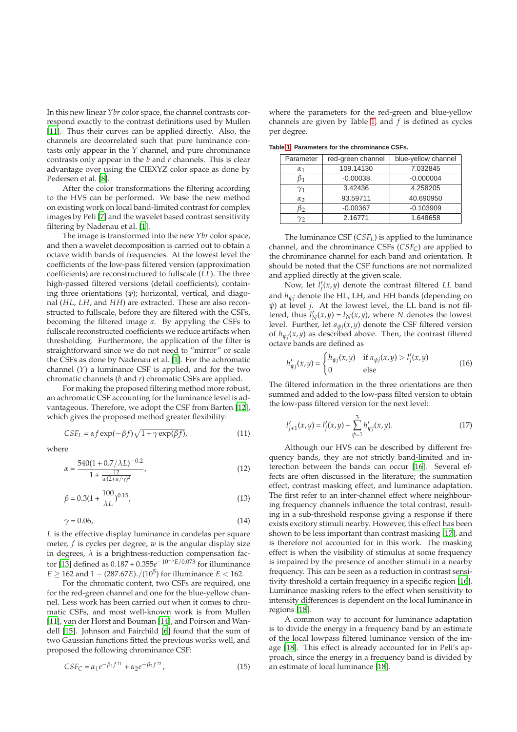In this new linear $Ybr$ color space, the channel contrasts correspond exactly to the contrast definitions used by Mullen [11]. Thus their curves can be applied directly. Also, the channels are decorrelated such that pure luminance contasts only appear in the $Y$ channel, and pure chrominance contrasts only appear in the $b$ and $r$ channels. This is clear advantage over using the CIEXYZ color space as done by Pedersen et al. [8].

After the color transformations the filtering according to the HVS can be performed. We base the new method on existing work on local band-limited contrast for complex images by Peli [7] and the wavelet based contrast sensitivity filtering by Nadenau et al. [1].

The image is transformed into the new $Ybr$ color space, and then a wavelet decomposition is carried out to obtain a octave width bands of frequencies. At the lowest level the coefficients of the low-pass filtered version (approximation coefficients) are reconstructured to fullscale ($LL$). The three high-passed filtered versions (detail coefficients), containing three orientations ($\psi$); horizontal, vertical, and diagonal ($HL$, $LH$, and $HH$) are extracted. These are also reconstructed to fullscale, before they are filtered with the CSFs, becoming the filtered image $a$. By appyling the CSFs to fullscale reconstructed coefficients we reduce artifacts when thresholding. Furthermore, the application of the filter is straightforward since we do not need to "mirror" or scale the CSFs as done by Nadenau et al. [1]. For the achromatic channel ($Y$) a luminance CSF is applied, and for the two chromatic channels ($b$ and $r$) chromatic CSFs are applied.

For making the proposed filtering method more robust, an achromatic CSF accounting for the luminance level is advantageous. Therefore, we adopt the CSF from Barten [12], which gives the proposed method greater flexibility:

$$CSF_L = \alpha f \exp(-\beta f)\sqrt{1+\gamma \exp(\beta f)}, \tag{11}$$

where

$$\alpha = \frac{540(1+0.7/\lambda L)^{-0.2}}{1+\frac{12}{w(2+u/\gamma)^2}}, \tag{12}$$

$$\beta = 0.3(1+\frac{100}{\lambda L})^{0.15}, \tag{13}$$

$$\gamma = 0.06, \tag{14}$$

$L$ is the effective display luminance in candelas per square meter, $f$ is cycles per degree, $w$ is the angular display size in degrees, $\lambda$ is a brightness-reduction compensation factor [13] defined as $0.187 + 0.355e^{-10^{-5}E/0.073}$ for illuminance $E \geq 162$ and $1-(287.67E)./(10^5)$ for illuminance $E < 162$.

For the chromatic content, two CSFs are required, one for the red-green channel and one for the blue-yellow channel. Less work has been carried out when it comes to chromatic CSFs, and most well-known work is from Mullen [11], van der Horst and Bouman [14], and Poirson and Wandell [15]. Johnson and Fairchild [6] found that the sum of two Gaussian functions fitted the previous works well, and proposed the following chrominance CSF:

$$CSF_C = \alpha_1 e^{-\beta_1 f^{\gamma_1}} + \alpha_2 e^{-\beta_2 f^{\gamma_2}}, \tag{15}$$

where the parameters for the red-green and blue-yellow channels are given by Table 1, and $f$ is defined as cycles per degree.

**Table 1.** Parameters for the chrominance CSFs.

| Parameter | red-green channel | blue-yellow channel |
|---|---|---|
| $\alpha_1$ | 109.14130 | 7.032845 |
| $\beta_1$ | -0.00038 | -0.000004 |
| $\gamma_1$ | 3.42436 | 4.258205 |
| $\alpha_2$ | 93.59711 | 40.690950 |
| $\beta_2$ | -0.00367 | -0.103909 |
| $\gamma_2$ | 2.16771 | 1.648658 |

The luminance CSF ($CSF_L$) is applied to the luminance channel, and the chrominance CSFs ($CSF_C$) are applied to the chrominance channel for each band and orientation. It should be noted that the CSF functions are not normalized and applied directly at the given scale.

Now, let $l'_j(x,y)$ denote the contrast filtered $LL$ band and $h_{\psi j}$ denote the HL, LH, and HH bands (depending on $\psi$) at level $j$. At the lowest level, the LL band is not filtered, thus $l'_N(x,y) = l_N(x,y)$, where $N$ denotes the lowest level. Further, let $a_{\psi j}(x,y)$ denote the CSF filtered version of $h_{\psi j}(x,y)$ as described above. Then, the contrast filtered octave bands are defined as

$$h'_{\psi j}(x,y) = \begin{cases} h_{\psi j}(x,y) & \text{if } a_{\psi j}(x,y) > l'_j(x,y) \\ 0 & \text{else} \end{cases} \tag{16}$$

The filtered information in the three orientations are then summed and added to the low-pass filted version to obtain the low-pass filtered version for the next level:

$$l'_{j+1}(x,y) = l'_j(x,y) + \sum_{\psi=1}^{3} h'_{\psi j}(x,y). \tag{17}$$

Although our HVS can be described by different frequency bands, they are not strictly band-limited and interection between the bands can occur [16]. Several effects are often discussed in the literature; the summation effect, contrast masking effect, and luminance adaptation. The first refer to an inter-channel effect where neighbouring frequency channels influence the total contrast, resulting in a sub-threshold response giving a response if there exists excitory stimuli nearby. However, this effect has been shown to be less important than contrast masking [17], and is therefore not accounted for in this work. The masking effect is when the visibility of stimulus at some frequency is impaired by the presence of another stimuli in a nearby frequency. This can be seen as a reduction in contrast sensitivity threshold a certain frequency in a specific region [16]. Luminance masking refers to the effect when sensitivity to intensity differences is dependent on the local luminance in regions [18].

A common way to account for luminance adaptation is to divide the energy in a frequency band by an estimate of the local lowpass filtered luminance version of the image [18]. This effect is already accounted for in Peli's approach, since the energy in a frequency band is divided by an estimate of local luminance [18].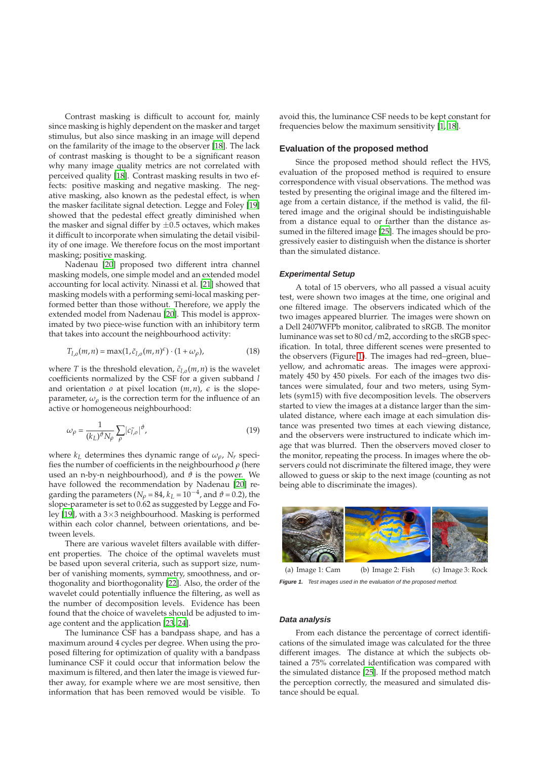Contrast masking is difficult to account for, mainly since masking is highly dependent on the masker and target stimulus, but also since masking in an image will depend on the familarity of the image to the observer [18]. The lack of contrast masking is thought to be a significant reason why many image quality metrics are not correlated with perceived quality [18]. Contrast masking results in two effects: positive masking and negative masking. The negative masking, also known as the pedestal effect, is when the masker facilitate signal detection. Legge and Foley [19] showed that the pedestal effect greatly diminished when the masker and signal differ by $\pm 0.5$ octaves, which makes it difficult to incorporate when simulating the detail visibility of one image. We therefore focus on the most important masking; positive masking.

Nadenau [20] proposed two different intra channel masking models, one simple model and an extended model accounting for local activity. Ninassi et al. [21] showed that masking models with a performing semi-local masking performed better than those without. Therefore, we apply the extended model from Nadenau [20]. This model is approximated by two piece-wise function with an inhibitory term that takes into account the neighbourhood activity:

$$T_{l,o}(m,n) = \max(1, \tilde{c}_{l,o}(m,n)^{\epsilon}) \cdot (1 + \omega_{\rho}), \tag{18}$$

where $T$ is the threshold elevation, $\tilde{c}_{l,o}(m,n)$ is the wavelet coefficients normalized by the CSF for a given subband $l$ and orientation $o$ at pixel location $(m,n)$, $\epsilon$ is the slope-parameter, $\omega_{\rho}$ is the correction term for the influence of an active or homogeneous neighbourhood:

$$\omega_{\rho} = \frac{1}{(k_L)^{\vartheta} N_{\rho}} \sum_{\rho} |c_{l,o}^{\sim}|^{\vartheta}, \tag{19}$$

where $k_L$ determines thes dynamic range of $\omega_{\rho}$, $N_r$ specifies the number of coefficients in the neighbourhood $\rho$ (here used an n-by-n neighbourhood), and $\vartheta$ is the power. We have followed the recommendation by Nadenau [20] regarding the parameters ($N_{\rho} = 84$, $k_L = 10^{-4}$, and $\vartheta = 0.2$), the slope-parameter is set to 0.62 as suggested by Legge and Foley [19], with a $3 \times 3$ neighbourhood. Masking is performed within each color channel, between orientations, and between levels.

There are various wavelet filters available with different properties. The choice of the optimal wavelets must be based upon several criteria, such as support size, number of vanishing moments, symmetry, smoothness, and orthogonality and biorthogonality [22]. Also, the order of the wavelet could potentially influence the filtering, as well as the number of decomposition levels. Evidence has been found that the choice of wavelets should be adjusted to image content and the application [23, 24].

The luminance CSF has a bandpass shape, and has a maximum around 4 cycles per degree. When using the proposed filtering for optimization of quality with a bandpass luminance CSF it could occur that information below the maximum is filtered, and then later the image is viewed further away, for example where we are most sensitive, then information that has been removed would be visible. To avoid this, the luminance CSF needs to be kept constant for frequencies below the maximum sensitivity [1, 18].

## Evaluation of the proposed method

Since the proposed method should reflect the HVS, evaluation of the proposed method is required to ensure correspondence with visual observations. The method was tested by presenting the original image and the filtered image from a certain distance, if the method is valid, the filtered image and the original should be indistinguishable from a distance equal to or farther than the distance assumed in the filtered image [25]. The images should be progressively easier to distinguish when the distance is shorter than the simulated distance.

### *Experimental Setup*

A total of 15 obervers, who all passed a visual acuity test, were shown two images at the time, one original and one filtered image. The observers indicated which of the two images appeared blurrier. The images were shown on a Dell 2407WFPb monitor, calibrated to sRGB. The monitor luminance was set to 80 cd/m2, according to the sRGB specification. In total, three different scenes were presented to the observers (Figure 1). The images had red–green, blue–yellow, and achromatic areas. The images were approximately 450 by 450 pixels. For each of the images two distances were simulated, four and two meters, using Symlets (sym15) with five decomposition levels. The observers started to view the images at a distance larger than the simulated distance, where each image at each simulation distance was presented two times at each viewing distance, and the observers were instructured to indicate which image that was blurred. Then the observers moved closer to the monitor, repeating the process. In images where the observers could not discriminate the filtered image, they were allowed to guess or skip to the next image (counting as not being able to discriminate the images).

(a) Image 1: Cam (b) Image 2: Fish (c) Image 3: Rock

***Figure 1.*** *Test images used in the evaluation of the proposed method.*

### *Data analysis*

From each distance the percentage of correct identifications of the simulated image was calculated for the three different images. The distance at which the subjects obtained a 75% correlated identification was compared with the simulated distance [25]. If the proposed method match the perception correctly, the measured and simulated distance should be equal.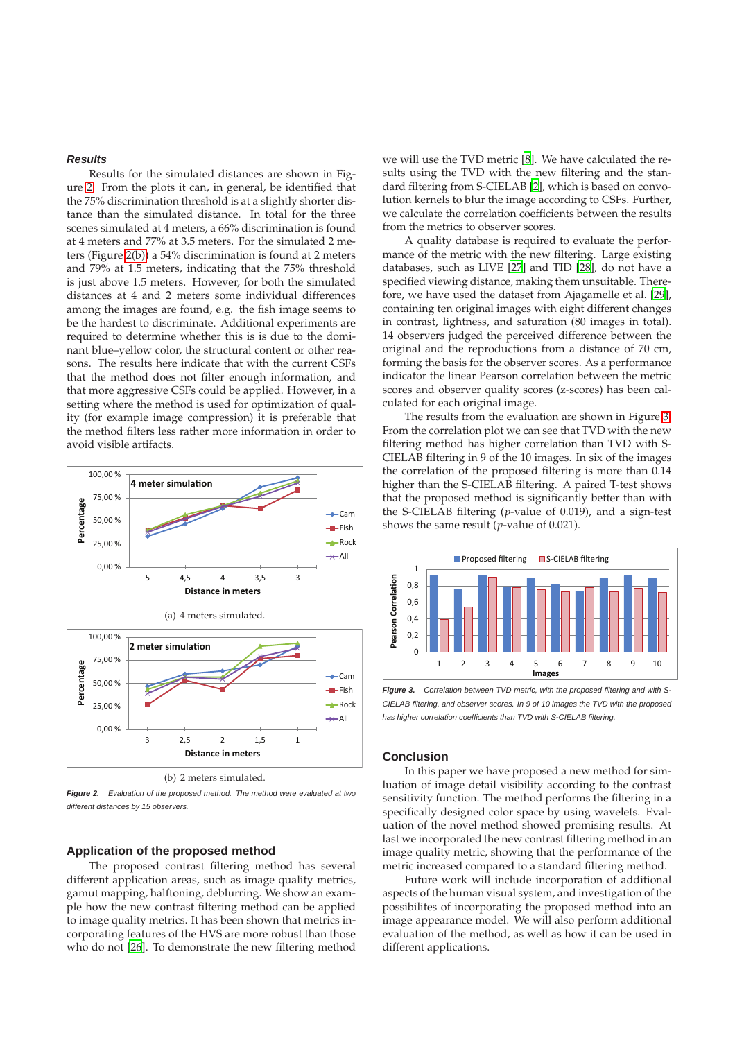### Results

Results for the simulated distances are shown in Figure 2. From the plots it can, in general, be identified that the 75% discrimination threshold is at a slightly shorter distance than the simulated distance. In total for the three scenes simulated at 4 meters, a 66% discrimination is found at 4 meters and 77% at 3.5 meters. For the simulated 2 meters (Figure 2(b)) a 54% discrimination is found at 2 meters and 79% at 1.5 meters, indicating that the 75% threshold is just above 1.5 meters. However, for both the simulated distances at 4 and 2 meters some individual differences among the images are found, e.g. the fish image seems to be the hardest to discriminate. Additional experiments are required to determine whether this is is due to the dominant blue–yellow color, the structural content or other reasons. The results here indicate that with the current CSFs that the method does not filter enough information, and that more aggressive CSFs could be applied. However, in a setting where the method is used for optimization of quality (for example image compression) it is preferable that the method filters less rather more information in order to avoid visible artifacts.

(a) 4 meters simulated.

(b) 2 meters simulated.

***Figure 2.*** *Evaluation of the proposed method. The method were evaluated at two different distances by 15 observers.*

## Application of the proposed method

The proposed contrast filtering method has several different application areas, such as image quality metrics, gamut mapping, halftoning, deblurring. We show an example how the new contrast filtering method can be applied to image quality metrics. It has been shown that metrics incorporating features of the HVS are more robust than those who do not [26]. To demonstrate the new filtering method we will use the TVD metric [8]. We have calculated the results using the TVD with the new filtering and the standard filtering from S-CIELAB [2], which is based on convolution kernels to blur the image according to CSFs. Further, we calculate the correlation coefficients between the results from the metrics to observer scores.

A quality database is required to evaluate the performance of the metric with the new filtering. Large existing databases, such as LIVE [27] and TID [28], do not have a specified viewing distance, making them unsuitable. Therefore, we have used the dataset from Ajagamelle et al. [29], containing ten original images with eight different changes in contrast, lightness, and saturation (80 images in total). 14 observers judged the perceived difference between the original and the reproductions from a distance of 70 cm, forming the basis for the observer scores. As a performance indicator the linear Pearson correlation between the metric scores and observer quality scores (z-scores) has been calculated for each original image.

The results from the evaluation are shown in Figure 3. From the correlation plot we can see that TVD with the new filtering method has higher correlation than TVD with S-CIELAB filtering in 9 of the 10 images. In six of the images the correlation of the proposed filtering is more than 0.14 higher than the S-CIELAB filtering. A paired T-test shows that the proposed method is significantly better than with the S-CIELAB filtering ($p$-value of 0.019), and a sign-test shows the same result ($p$-value of 0.021).

***Figure 3.*** *Correlation between TVD metric, with the proposed filtering and with S-CIELAB filtering, and observer scores. In 9 of 10 images the TVD with the proposed has higher correlation coefficients than TVD with S-CIELAB filtering.*

## Conclusion

In this paper we have proposed a new method for simulation of image detail visibility according to the contrast sensitivity function. The method performs the filtering in a specifically designed color space by using wavelets. Evaluation of the novel method showed promising results. At last we incorporated the new contrast filtering method in an image quality metric, showing that the performance of the metric increased compared to a standard filtering method.

Future work will include incorporation of additional aspects of the human visual system, and investigation of the possibilites of incorporating the proposed method into an image appearance model. We will also perform additional evaluation of the method, as well as how it can be used in different applications.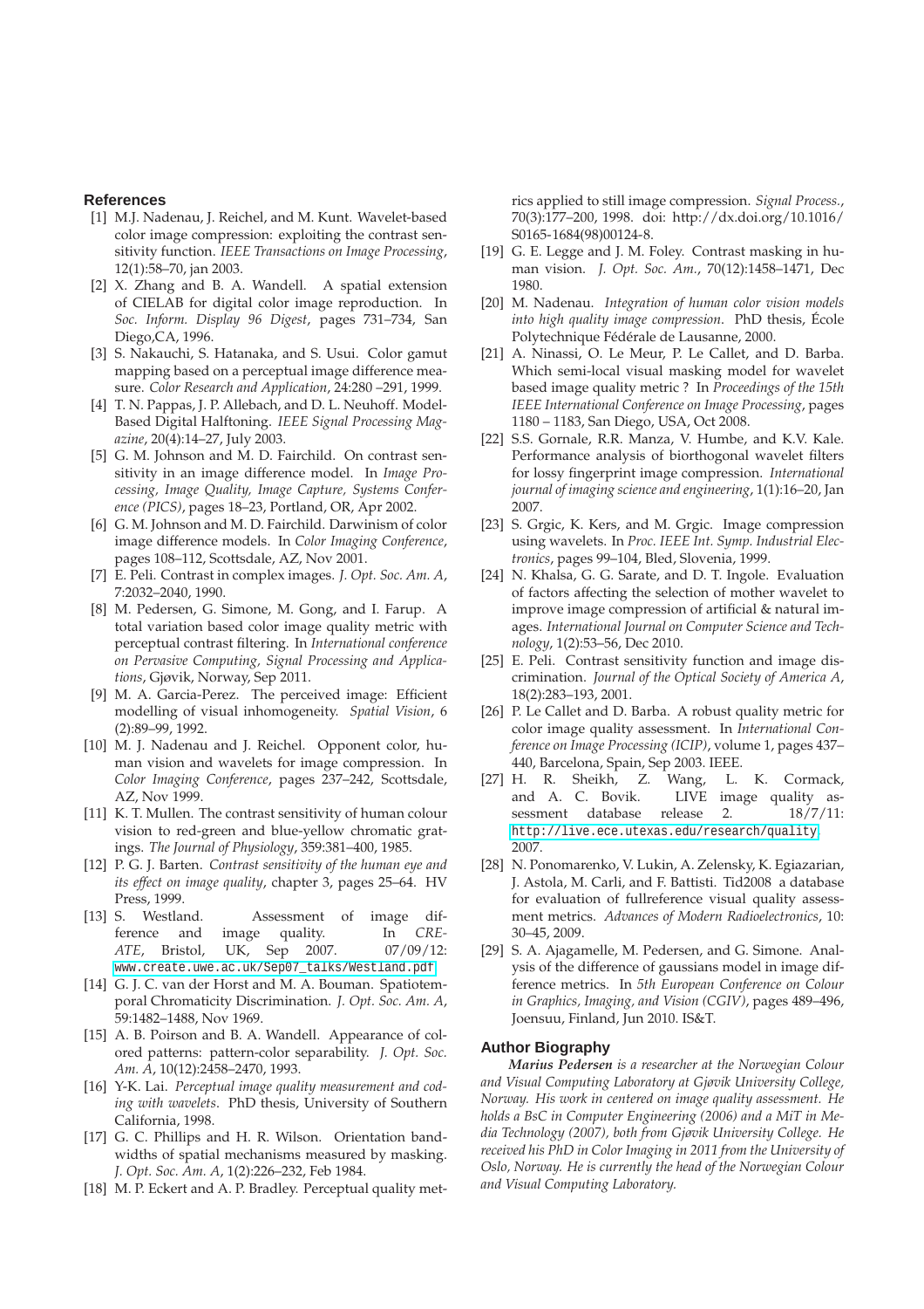## References

[1] M.J. Nadenau, J. Reichel, and M. Kunt. Wavelet-based color image compression: exploiting the contrast sensitivity function. *IEEE Transactions on Image Processing*, 12(1):58–70, jan 2003.

[2] X. Zhang and B. A. Wandell. A spatial extension of CIELAB for digital color image reproduction. In *Soc. Inform. Display 96 Digest*, pages 731–734, San Diego,CA, 1996.

[3] S. Nakauchi, S. Hatanaka, and S. Usui. Color gamut mapping based on a perceptual image difference measure. *Color Research and Application*, 24:280 –291, 1999.

[4] T. N. Pappas, J. P. Allebach, and D. L. Neuhoff. Model-Based Digital Halftoning. *IEEE Signal Processing Magazine*, 20(4):14–27, July 2003.

[5] G. M. Johnson and M. D. Fairchild. On contrast sensitivity in an image difference model. In *Image Processing, Image Quality, Image Capture, Systems Conference (PICS)*, pages 18–23, Portland, OR, Apr 2002.

[6] G. M. Johnson and M. D. Fairchild. Darwinism of color image difference models. In *Color Imaging Conference*, pages 108–112, Scottsdale, AZ, Nov 2001.

[7] E. Peli. Contrast in complex images. *J. Opt. Soc. Am. A*, 7:2032–2040, 1990.

[8] M. Pedersen, G. Simone, M. Gong, and I. Farup. A total variation based color image quality metric with perceptual contrast filtering. In *International conference on Pervasive Computing, Signal Processing and Applications*, Gjøvik, Norway, Sep 2011.

[9] M. A. Garcia-Perez. The perceived image: Efficient modelling of visual inhomogeneity. *Spatial Vision*, 6 (2):89–99, 1992.

[10] M. J. Nadenau and J. Reichel. Opponent color, human vision and wavelets for image compression. In *Color Imaging Conference*, pages 237–242, Scottsdale, AZ, Nov 1999.

[11] K. T. Mullen. The contrast sensitivity of human colour vision to red-green and blue-yellow chromatic gratings. *The Journal of Physiology*, 359:381–400, 1985.

[12] P. G. J. Barten. *Contrast sensitivity of the human eye and its effect on image quality*, chapter 3, pages 25–64. HV Press, 1999.

[13] S. Westland. Assessment of image difference and image quality. In *CREATE*, Bristol, UK, Sep 2007. 07/09/12: www.create.uwe.ac.uk/Sep07_talks/Westland.pdf.

[14] G. J. C. van der Horst and M. A. Bouman. Spatiotemporal Chromaticity Discrimination. *J. Opt. Soc. Am. A*, 59:1482–1488, Nov 1969.

[15] A. B. Poirson and B. A. Wandell. Appearance of colored patterns: pattern-color separability. *J. Opt. Soc. Am. A*, 10(12):2458–2470, 1993.

[16] Y-K. Lai. *Perceptual image quality measurement and coding with wavelets*. PhD thesis, University of Southern California, 1998.

[17] G. C. Phillips and H. R. Wilson. Orientation bandwidths of spatial mechanisms measured by masking. *J. Opt. Soc. Am. A*, 1(2):226–232, Feb 1984.

[18] M. P. Eckert and A. P. Bradley. Perceptual quality metrics applied to still image compression. *Signal Process.*, 70(3):177–200, 1998. doi: http://dx.doi.org/10.1016/S0165-1684(98)00124-8.

[19] G. E. Legge and J. M. Foley. Contrast masking in human vision. *J. Opt. Soc. Am.*, 70(12):1458–1471, Dec 1980.

[20] M. Nadenau. *Integration of human color vision models into high quality image compression*. PhD thesis, École Polytechnique Fédérale de Lausanne, 2000.

[21] A. Ninassi, O. Le Meur, P. Le Callet, and D. Barba. Which semi-local visual masking model for wavelet based image quality metric ? In *Proceedings of the 15th IEEE International Conference on Image Processing*, pages 1180 – 1183, San Diego, USA, Oct 2008.

[22] S.S. Gornale, R.R. Manza, V. Humbe, and K.V. Kale. Performance analysis of biorthogonal wavelet filters for lossy fingerprint image compression. *International journal of imaging science and engineering*, 1(1):16–20, Jan 2007.

[23] S. Grgic, K. Kers, and M. Grgic. Image compression using wavelets. In *Proc. IEEE Int. Symp. Industrial Electronics*, pages 99–104, Bled, Slovenia, 1999.

[24] N. Khalsa, G. G. Sarate, and D. T. Ingole. Evaluation of factors affecting the selection of mother wavelet to improve image compression of artificial & natural images. *International Journal on Computer Science and Technology*, 1(2):53–56, Dec 2010.

[25] E. Peli. Contrast sensitivity function and image discrimination. *Journal of the Optical Society of America A*, 18(2):283–193, 2001.

[26] P. Le Callet and D. Barba. A robust quality metric for color image quality assessment. In *International Conference on Image Processing (ICIP)*, volume 1, pages 437–440, Barcelona, Spain, Sep 2003. IEEE.

[27] H. R. Sheikh, Z. Wang, L. K. Cormack, and A. C. Bovik. LIVE image quality assessment database release 2. 18/7/11: http://live.ece.utexas.edu/research/quality, 2007.

[28] N. Ponomarenko, V. Lukin, A. Zelensky, K. Egiazarian, J. Astola, M. Carli, and F. Battisti. Tid2008 a database for evaluation of fullreference visual quality assessment metrics. *Advances of Modern Radioelectronics*, 10: 30–45, 2009.

[29] S. A. Ajagamelle, M. Pedersen, and G. Simone. Analysis of the difference of gaussians model in image difference metrics. In *5th European Conference on Colour in Graphics, Imaging, and Vision (CGIV)*, pages 489–496, Joensuu, Finland, Jun 2010. IS&T.

## Author Biography

***Marius Pedersen*** *is a researcher at the Norwegian Colour and Visual Computing Laboratory at Gjøvik University College, Norway. His work in centered on image quality assessment. He holds a BsC in Computer Engineering (2006) and a MiT in Media Technology (2007), both from Gjøvik University College. He received his PhD in Color Imaging in 2011 from the University of Oslo, Norway. He is currently the head of the Norwegian Colour and Visual Computing Laboratory.*